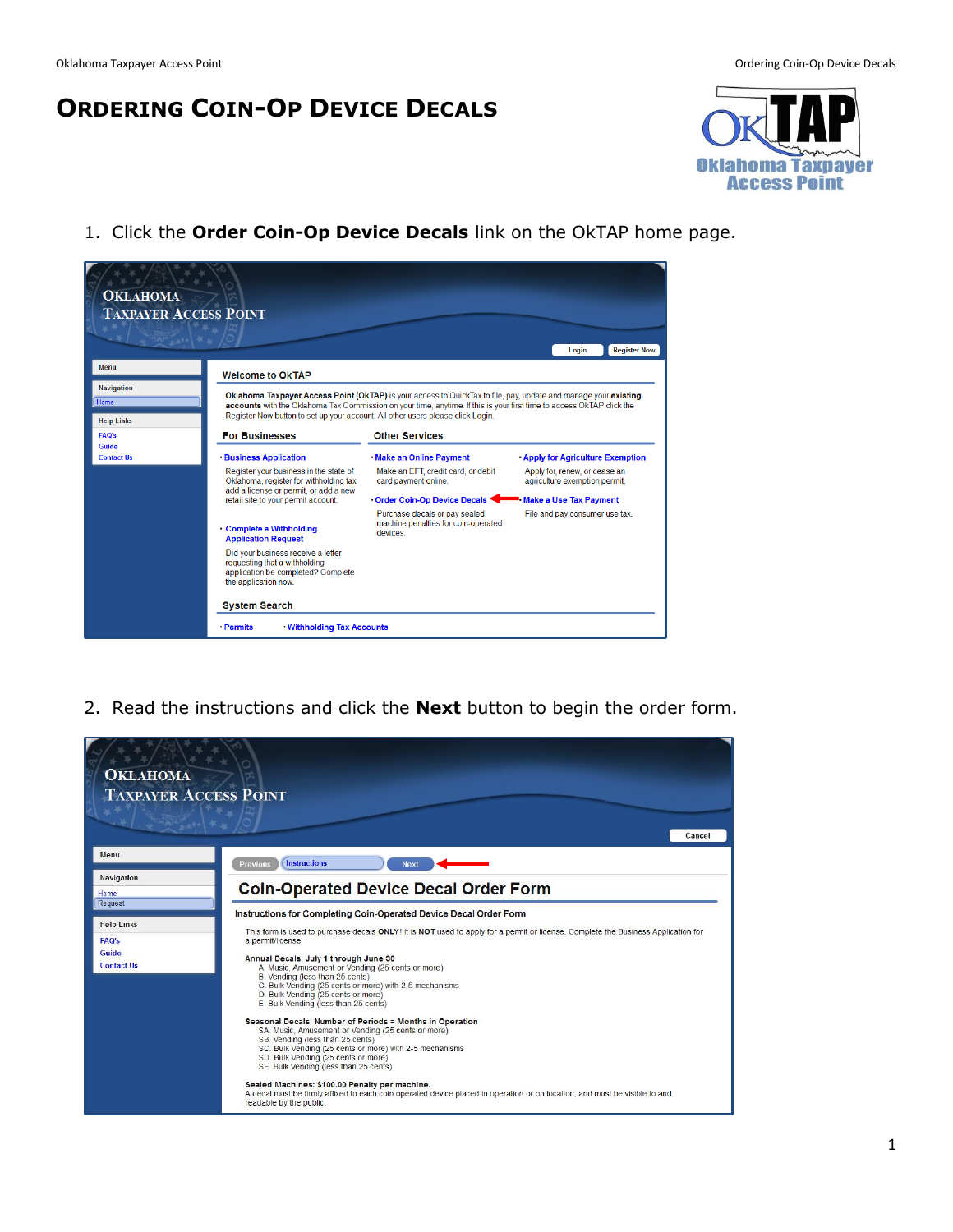# Ordering Coin-Op Device Decals

1. Click the **Order Coin-Op Device Decals** link on the OkTAP home page.

2. Read the instructions and click the **Next** button to begin the order form.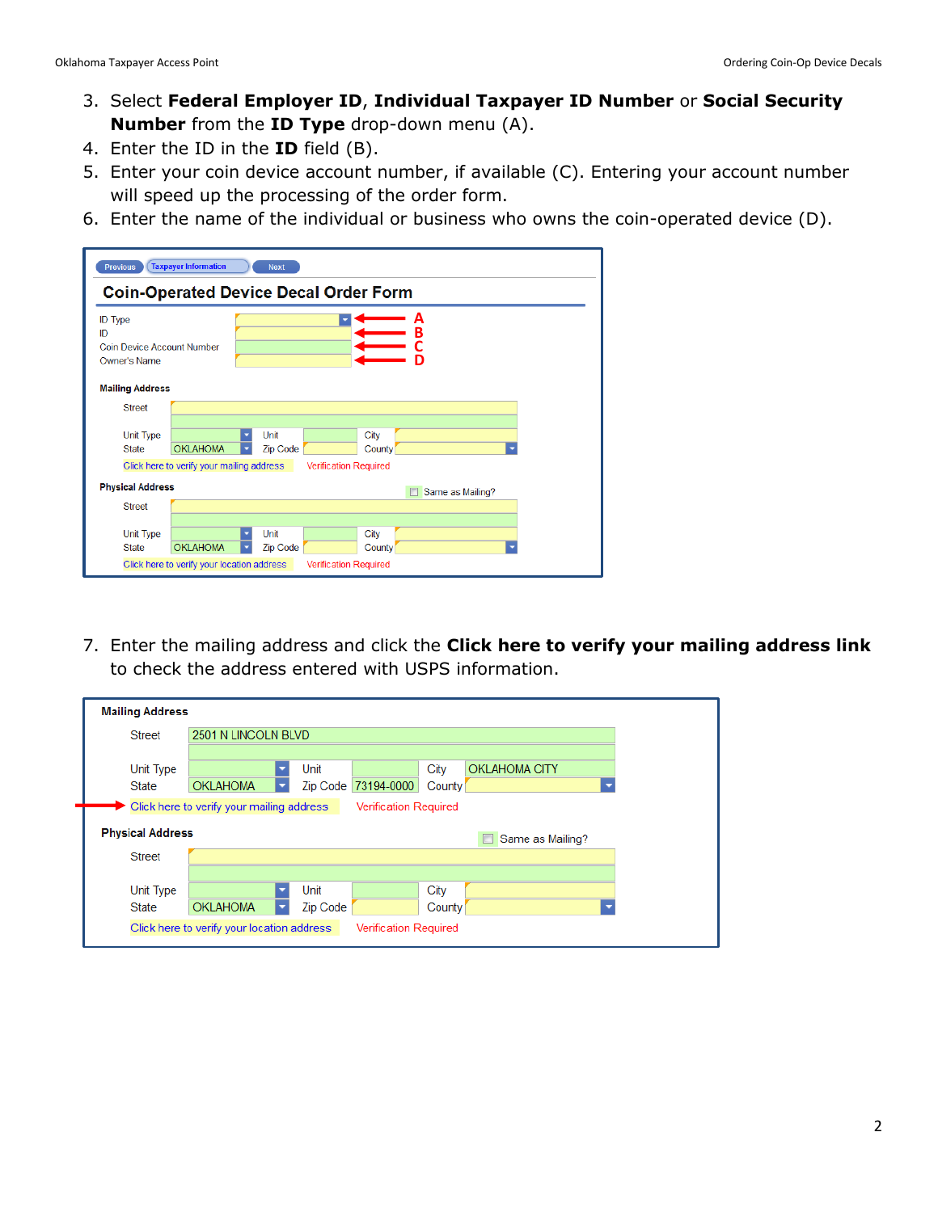3. Select **Federal Employer ID**, **Individual Taxpayer ID Number** or **Social Security Number** from the **ID Type** drop-down menu (A).
4. Enter the ID in the **ID** field (B).
5. Enter your coin device account number, if available (C). Entering your account number will speed up the processing of the order form.
6. Enter the name of the individual or business who owns the coin-operated device (D).

7. Enter the mailing address and click the **Click here to verify your mailing address link** to check the address entered with USPS information.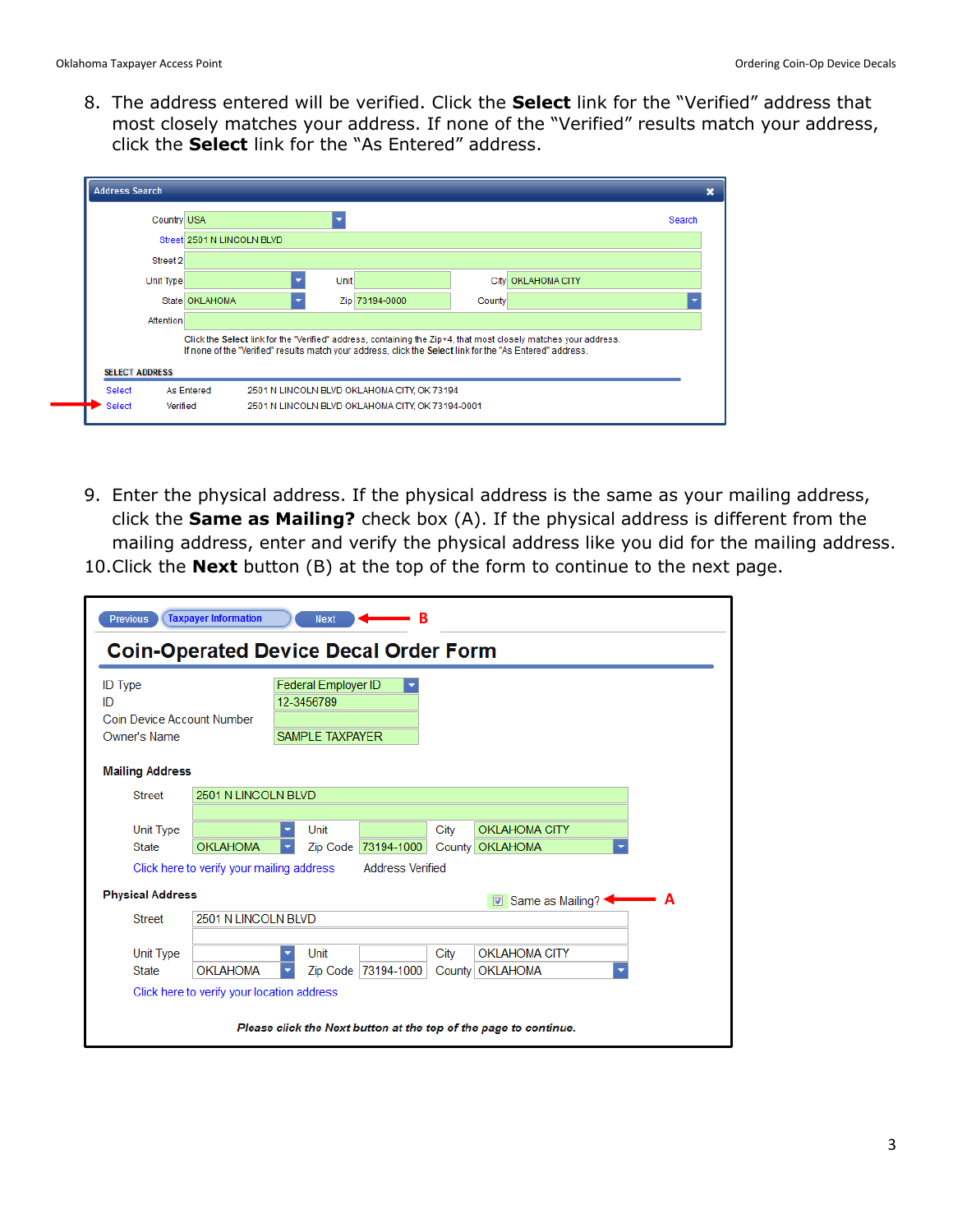8. The address entered will be verified. Click the **Select** link for the "Verified" address that most closely matches your address. If none of the "Verified" results match your address, click the **Select** link for the "As Entered" address.

Address Search

| | | | | | |
|---|---|---|---|---|---|
| Country | USA | | | | Search |
| Street | 2501 N LINCOLN BLVD | | | | |
| Street 2 | | | | | |
| Unit Type | | Unit | | City | OKLAHOMA CITY |
| State | OKLAHOMA | Zip | 73194-0000 | County | |
| Attention | | | | | |

Click the **Select** link for the "Verified" address, containing the Zip+4, that most closely matches your address.
If none of the "Verified" results match your address, click the **Select** link for the "As Entered" address.

SELECT ADDRESS

| | | |
|---|---|---|
| Select | As Entered | 2501 N LINCOLN BLVD OKLAHOMA CITY, OK 73194 |
| Select | Verified | 2501 N LINCOLN BLVD OKLAHOMA CITY, OK 73194-0001 |

9. Enter the physical address. If the physical address is the same as your mailing address, click the **Same as Mailing?** check box (A). If the physical address is different from the mailing address, enter and verify the physical address like you did for the mailing address.
10. Click the **Next** button (B) at the top of the form to continue to the next page.

Previous | Taxpayer Information | Next ← B

**Coin-Operated Device Decal Order Form**

| | |
|---|---|
| ID Type | Federal Employer ID |
| ID | 12-3456789 |
| Coin Device Account Number | |
| Owner's Name | SAMPLE TAXPAYER |

**Mailing Address**

| | | | | | |
|---|---|---|---|---|---|
| Street | 2501 N LINCOLN BLVD | | | | |
| Unit Type | | Unit | | City | OKLAHOMA CITY |
| State | OKLAHOMA | Zip Code | 73194-1000 | County | OKLAHOMA |

Click here to verify your mailing address   Address Verified

**Physical Address**   ☑ Same as Mailing? ← A

| | | | | | |
|---|---|---|---|---|---|
| Street | 2501 N LINCOLN BLVD | | | | |
| Unit Type | | Unit | | City | OKLAHOMA CITY |
| State | OKLAHOMA | Zip Code | 73194-1000 | County | OKLAHOMA |

Click here to verify your location address

***Please click the Next button at the top of the page to continue.***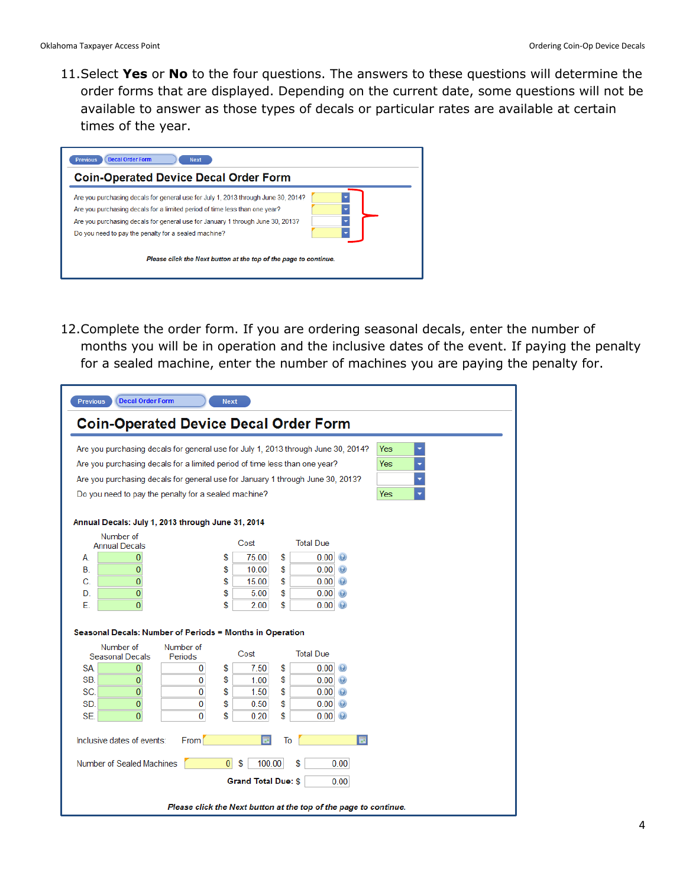11. Select **Yes** or **No** to the four questions. The answers to these questions will determine the order forms that are displayed. Depending on the current date, some questions will not be available to answer as those types of decals or particular rates are available at certain times of the year.

Previous | Decal Order Form | Next

**Coin-Operated Device Decal Order Form**

Are you purchasing decals for general use for July 1, 2013 through June 30, 2014?

Are you purchasing decals for a limited period of time less than one year?

Are you purchasing decals for general use for January 1 through June 30, 2013?

Do you need to pay the penalty for a sealed machine?

*Please click the Next button at the top of the page to continue.*

12. Complete the order form. If you are ordering seasonal decals, enter the number of months you will be in operation and the inclusive dates of the event. If paying the penalty for a sealed machine, enter the number of machines you are paying the penalty for.

Previous | Decal Order Form | Next

**Coin-Operated Device Decal Order Form**

| Question | Answer |
|---|---|
| Are you purchasing decals for general use for July 1, 2013 through June 30, 2014? | Yes |
| Are you purchasing decals for a limited period of time less than one year? | Yes |
| Are you purchasing decals for general use for January 1 through June 30, 2013? | |
| Do you need to pay the penalty for a sealed machine? | Yes |

**Annual Decals: July 1, 2013 through June 31, 2014**

| | Number of Annual Decals | Cost | Total Due |
|---|---|---|---|
| A. | 0 | $ 75.00 | $ 0.00 |
| B. | 0 | $ 10.00 | $ 0.00 |
| C. | 0 | $ 15.00 | $ 0.00 |
| D. | 0 | $ 5.00 | $ 0.00 |
| E. | 0 | $ 2.00 | $ 0.00 |

**Seasonal Decals: Number of Periods = Months in Operation**

| | Number of Seasonal Decals | Number of Periods | Cost | Total Due |
|---|---|---|---|---|
| SA. | 0 | 0 | $ 7.50 | $ 0.00 |
| SB. | 0 | 0 | $ 1.00 | $ 0.00 |
| SC. | 0 | 0 | $ 1.50 | $ 0.00 |
| SD. | 0 | 0 | $ 0.50 | $ 0.00 |
| SE. | 0 | 0 | $ 0.20 | $ 0.00 |

Inclusive dates of events From ______ To ______

Number of Sealed Machines 0 $ 100.00 $ 0.00

**Grand Total Due:** $ 0.00

*Please click the Next button at the top of the page to continue.*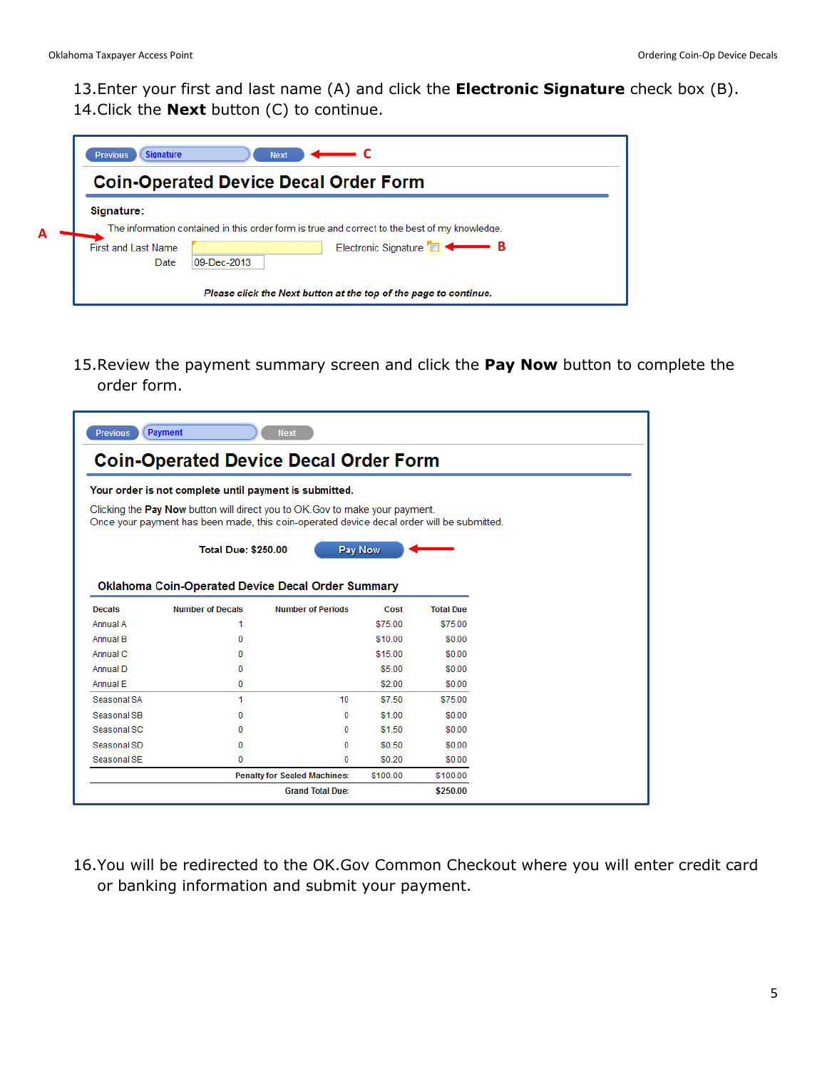13. Enter your first and last name (A) and click the **Electronic Signature** check box (B).
14. Click the **Next** button (C) to continue.

Previous | Signature | Next ← C

## Coin-Operated Device Decal Order Form

**Signature:**

The information contained in this order form is true and correct to the best of my knowledge.

A → First and Last Name [ ] Electronic Signature [ ] ← B

Date 09-Dec-2013

***Please click the Next button at the top of the page to continue.***

15. Review the payment summary screen and click the **Pay Now** button to complete the order form.

Previous | Payment | Next

## Coin-Operated Device Decal Order Form

**Your order is not complete until payment is submitted.**

Clicking the **Pay Now** button will direct you to OK.Gov to make your payment.
Once your payment has been made, this coin-operated device decal order will be submitted.

**Total Due: $250.00** Pay Now ←

### Oklahoma Coin-Operated Device Decal Order Summary

| Decals | Number of Decals | Number of Periods | Cost | Total Due |
|---|---|---|---|---|
| Annual A | 1 | | $75.00 | $75.00 |
| Annual B | 0 | | $10.00 | $0.00 |
| Annual C | 0 | | $15.00 | $0.00 |
| Annual D | 0 | | $5.00 | $0.00 |
| Annual E | 0 | | $2.00 | $0.00 |
| Seasonal SA | 1 | 10 | $7.50 | $75.00 |
| Seasonal SB | 0 | 0 | $1.00 | $0.00 |
| Seasonal SC | 0 | 0 | $1.50 | $0.00 |
| Seasonal SD | 0 | 0 | $0.50 | $0.00 |
| Seasonal SE | 0 | 0 | $0.20 | $0.00 |
| | | **Penalty for Sealed Machines:** | $100.00 | $100.00 |
| | | **Grand Total Due:** | | **$250.00** |

16. You will be redirected to the OK.Gov Common Checkout where you will enter credit card or banking information and submit your payment.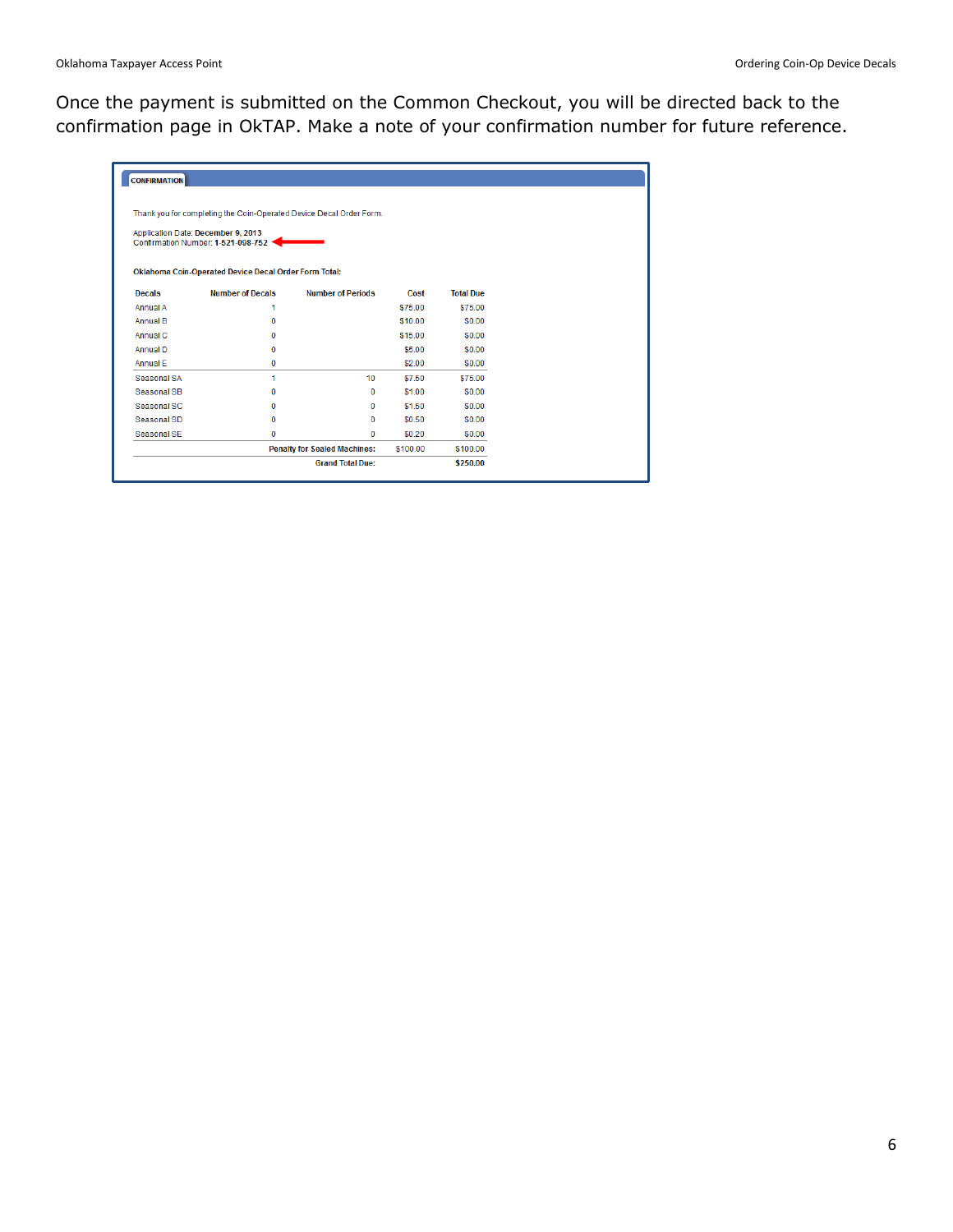Once the payment is submitted on the Common Checkout, you will be directed back to the confirmation page in OkTAP. Make a note of your confirmation number for future reference.

**CONFIRMATION**

Thank you for completing the Coin-Operated Device Decal Order Form.

Application Date: **December 9, 2013**
Confirmation Number: **1-521-098-752**

**Oklahoma Coin-Operated Device Decal Order Form Total:**

| Decals | Number of Decals | Number of Periods | Cost | Total Due |
|---|---|---|---|---|
| Annual A | 1 | | $75.00 | $75.00 |
| Annual B | 0 | | $10.00 | $0.00 |
| Annual C | 0 | | $15.00 | $0.00 |
| Annual D | 0 | | $5.00 | $0.00 |
| Annual E | 0 | | $2.00 | $0.00 |
| Seasonal SA | 1 | 10 | $7.50 | $75.00 |
| Seasonal SB | 0 | 0 | $1.00 | $0.00 |
| Seasonal SC | 0 | 0 | $1.50 | $0.00 |
| Seasonal SD | 0 | 0 | $0.50 | $0.00 |
| Seasonal SE | 0 | 0 | $0.20 | $0.00 |
| | | **Penalty for Sealed Machines:** | $100.00 | $100.00 |
| | | **Grand Total Due:** | | **$250.00** |